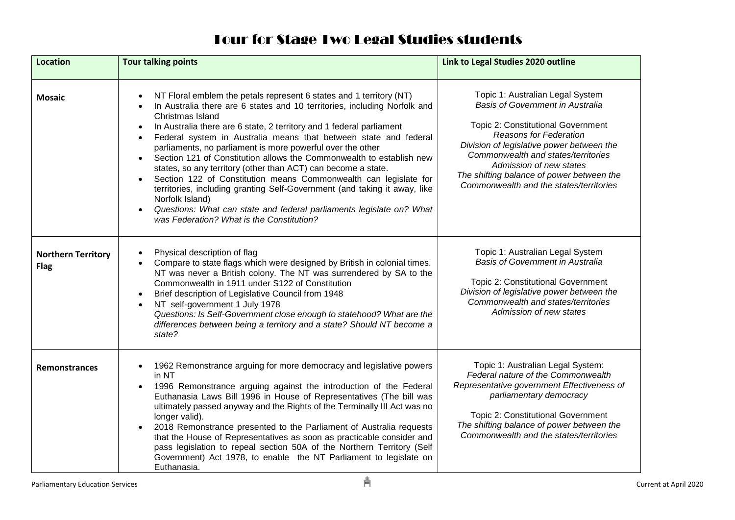# Tour for Stage Two Legal Studies students

| Location | Tour talking points | Link to Legal Studies 2020 outline |
| --- | --- | --- |
| **Mosaic** | • NT Floral emblem the petals represent 6 states and 1 territory (NT)<br>• In Australia there are 6 states and 10 territories, including Norfolk and Christmas Island<br>• In Australia there are 6 state, 2 territory and 1 federal parliament<br>• Federal system in Australia means that between state and federal parliaments, no parliament is more powerful over the other<br>• Section 121 of Constitution allows the Commonwealth to establish new states, so any territory (other than ACT) can become a state.<br>• Section 122 of Constitution means Commonwealth can legislate for territories, including granting Self-Government (and taking it away, like Norfolk Island)<br>• *Questions: What can state and federal parliaments legislate on? What was Federation? What is the Constitution?* | Topic 1: Australian Legal System<br>*Basis of Government in Australia*<br><br>Topic 2: Constitutional Government<br>*Reasons for Federation*<br>*Division of legislative power between the Commonwealth and states/territories*<br>*Admission of new states*<br>*The shifting balance of power between the Commonwealth and the states/territories* |
| **Northern Territory Flag** | • Physical description of flag<br>• Compare to state flags which were designed by British in colonial times. NT was never a British colony. The NT was surrendered by SA to the Commonwealth in 1911 under S122 of Constitution<br>• Brief description of Legislative Council from 1948<br>• NT self-government 1 July 1978<br>*Questions: Is Self-Government close enough to statehood? What are the differences between being a territory and a state? Should NT become a state?* | Topic 1: Australian Legal System<br>*Basis of Government in Australia*<br><br>Topic 2: Constitutional Government<br>*Division of legislative power between the Commonwealth and states/territories*<br>*Admission of new states* |
| **Remonstrances** | • 1962 Remonstrance arguing for more democracy and legislative powers in NT<br>• 1996 Remonstrance arguing against the introduction of the Federal Euthanasia Laws Bill 1996 in House of Representatives (The bill was ultimately passed anyway and the Rights of the Terminally Ill Act was no longer valid).<br>• 2018 Remonstrance presented to the Parliament of Australia requests that the House of Representatives as soon as practicable consider and pass legislation to repeal section 50A of the Northern Territory (Self Government) Act 1978, to enable the NT Parliament to legislate on Euthanasia. | Topic 1: Australian Legal System:<br>*Federal nature of the Commonwealth*<br>*Representative government Effectiveness of parliamentary democracy*<br><br>Topic 2: Constitutional Government<br>*The shifting balance of power between the Commonwealth and the states/territories* |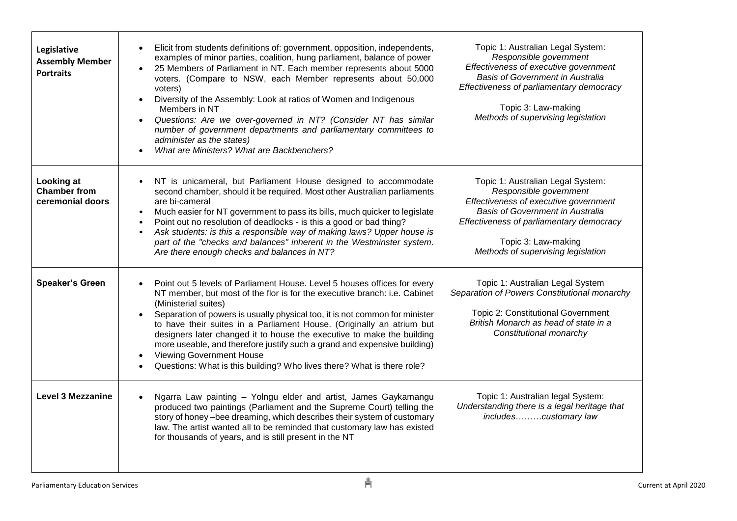| | | |
|---|---|---|
| **Legislative Assembly Member Portraits** | • Elicit from students definitions of: government, opposition, independents, examples of minor parties, coalition, hung parliament, balance of power<br>• 25 Members of Parliament in NT. Each member represents about 5000 voters. (Compare to NSW, each Member represents about 50,000 voters)<br>• Diversity of the Assembly: Look at ratios of Women and Indigenous Members in NT<br>• *Questions: Are we over-governed in NT? (Consider NT has similar number of government departments and parliamentary committees to administer as the states)*<br>• *What are Ministers? What are Backbenchers?* | Topic 1: Australian Legal System:<br>*Responsible government*<br>*Effectiveness of executive government*<br>*Basis of Government in Australia*<br>*Effectiveness of parliamentary democracy*<br><br>Topic 3: Law-making<br>*Methods of supervising legislation* |
| **Looking at Chamber from ceremonial doors** | • NT is unicameral, but Parliament House designed to accommodate second chamber, should it be required. Most other Australian parliaments are bi-cameral<br>• Much easier for NT government to pass its bills, much quicker to legislate<br>• Point out no resolution of deadlocks - is this a good or bad thing?<br>• *Ask students: is this a responsible way of making laws? Upper house is part of the "checks and balances" inherent in the Westminster system. Are there enough checks and balances in NT?* | Topic 1: Australian Legal System:<br>*Responsible government*<br>*Effectiveness of executive government*<br>*Basis of Government in Australia*<br>*Effectiveness of parliamentary democracy*<br><br>Topic 3: Law-making<br>*Methods of supervising legislation* |
| **Speaker's Green** | • Point out 5 levels of Parliament House. Level 5 houses offices for every NT member, but most of the flor is for the executive branch: i.e. Cabinet (Ministerial suites)<br>• Separation of powers is usually physical too, it is not common for minister to have their suites in a Parliament House. (Originally an atrium but designers later changed it to house the executive to make the building more useable, and therefore justify such a grand and expensive building)<br>• Viewing Government House<br>• Questions: What is this building? Who lives there? What is there role? | Topic 1: Australian Legal System<br>*Separation of Powers Constitutional monarchy*<br><br>Topic 2: Constitutional Government<br>*British Monarch as head of state in a Constitutional monarchy* |
| **Level 3 Mezzanine** | • Ngarra Law painting – Yolngu elder and artist, James Gaykamangu produced two paintings (Parliament and the Supreme Court) telling the story of honey –bee dreaming, which describes their system of customary law. The artist wanted all to be reminded that customary law has existed for thousands of years, and is still present in the NT | Topic 1: Australian legal System:<br>*Understanding there is a legal heritage that includes………customary law* |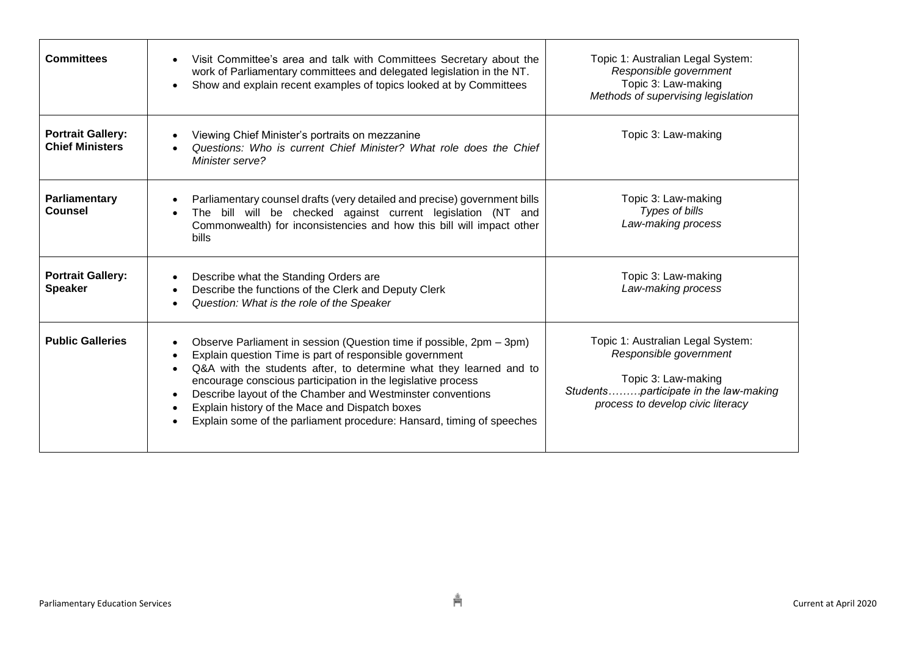| | | |
|---|---|---|
| **Committees** | • Visit Committee's area and talk with Committees Secretary about the work of Parliamentary committees and delegated legislation in the NT.<br>• Show and explain recent examples of topics looked at by Committees | Topic 1: Australian Legal System:<br>*Responsible government*<br>Topic 3: Law-making<br>*Methods of supervising legislation* |
| **Portrait Gallery: Chief Ministers** | • Viewing Chief Minister's portraits on mezzanine<br>• *Questions: Who is current Chief Minister? What role does the Chief Minister serve?* | Topic 3: Law-making |
| **Parliamentary Counsel** | • Parliamentary counsel drafts (very detailed and precise) government bills<br>• The bill will be checked against current legislation (NT and Commonwealth) for inconsistencies and how this bill will impact other bills | Topic 3: Law-making<br>*Types of bills*<br>*Law-making process* |
| **Portrait Gallery: Speaker** | • Describe what the Standing Orders are<br>• Describe the functions of the Clerk and Deputy Clerk<br>• *Question: What is the role of the Speaker* | Topic 3: Law-making<br>*Law-making process* |
| **Public Galleries** | • Observe Parliament in session (Question time if possible, 2pm – 3pm)<br>• Explain question Time is part of responsible government<br>• Q&A with the students after, to determine what they learned and to encourage conscious participation in the legislative process<br>• Describe layout of the Chamber and Westminster conventions<br>• Explain history of the Mace and Dispatch boxes<br>• Explain some of the parliament procedure: Hansard, timing of speeches | Topic 1: Australian Legal System:<br>*Responsible government*<br><br>Topic 3: Law-making<br>*Students………participate in the law-making process to develop civic literacy* |